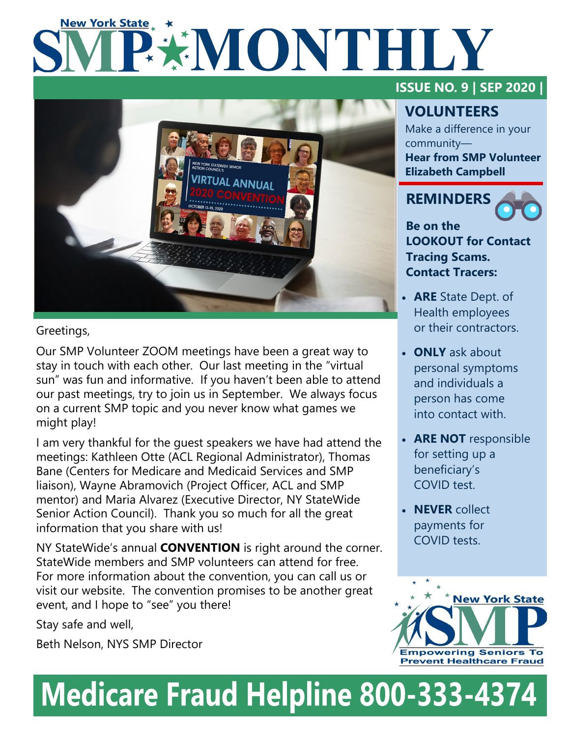# New York State SMP MONTHLY

**ISSUE NO. 9 | SEP 2020 |**

Greetings,

Our SMP Volunteer ZOOM meetings have been a great way to stay in touch with each other. Our last meeting in the "virtual sun" was fun and informative. If you haven't been able to attend our past meetings, try to join us in September. We always focus on a current SMP topic and you never know what games we might play!

I am very thankful for the guest speakers we have had attend the meetings: Kathleen Otte (ACL Regional Administrator), Thomas Bane (Centers for Medicare and Medicaid Services and SMP liaison), Wayne Abramovich (Project Officer, ACL and SMP mentor) and Maria Alvarez (Executive Director, NY StateWide Senior Action Council). Thank you so much for all the great information that you share with us!

NY StateWide's annual **CONVENTION** is right around the corner. StateWide members and SMP volunteers can attend for free. For more information about the convention, you can call us or visit our website. The convention promises to be another great event, and I hope to "see" you there!

Stay safe and well,

Beth Nelson, NYS SMP Director

## VOLUNTEERS

Make a difference in your community—
**Hear from SMP Volunteer Elizabeth Campbell**

## REMINDERS

**Be on the LOOKOUT for Contact Tracing Scams. Contact Tracers:**

- **ARE** State Dept. of Health employees or their contractors.
- **ONLY** ask about personal symptoms and individuals a person has come into contact with.
- **ARE NOT** responsible for setting up a beneficiary's COVID test.
- **NEVER** collect payments for COVID tests.

New York State SMP — Empowering Seniors To Prevent Healthcare Fraud

**Medicare Fraud Helpline 800-333-4374**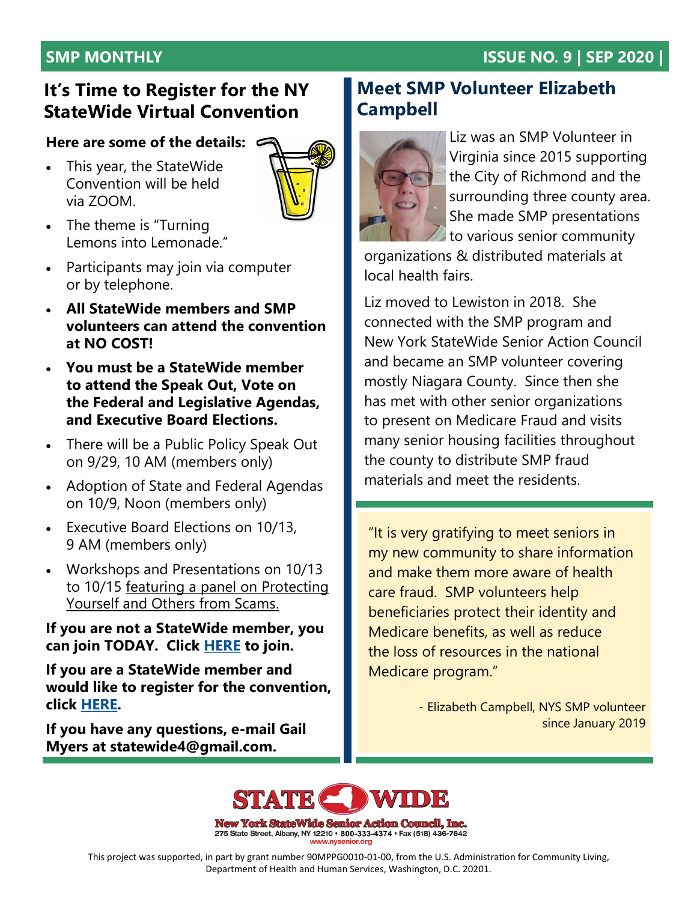## It's Time to Register for the NY StateWide Virtual Convention

**Here are some of the details:**

- This year, the StateWide Convention will be held via ZOOM.
- The theme is "Turning Lemons into Lemonade."
- Participants may join via computer or by telephone.
- **All StateWide members and SMP volunteers can attend the convention at NO COST!**
- **You must be a StateWide member to attend the Speak Out, Vote on the Federal and Legislative Agendas, and Executive Board Elections.**
- There will be a Public Policy Speak Out on 9/29, 10 AM (members only)
- Adoption of State and Federal Agendas on 10/9, Noon (members only)
- Executive Board Elections on 10/13, 9 AM (members only)
- Workshops and Presentations on 10/13 to 10/15 featuring a panel on Protecting Yourself and Others from Scams.

**If you are not a StateWide member, you can join TODAY. Click HERE to join.**

**If you are a StateWide member and would like to register for the convention, click HERE.**

**If you have any questions, e-mail Gail Myers at statewide4@gmail.com.**

## Meet SMP Volunteer Elizabeth Campbell

Liz was an SMP Volunteer in Virginia since 2015 supporting the City of Richmond and the surrounding three county area. She made SMP presentations to various senior community organizations & distributed materials at local health fairs.

Liz moved to Lewiston in 2018. She connected with the SMP program and New York StateWide Senior Action Council and became an SMP volunteer covering mostly Niagara County. Since then she has met with other senior organizations to present on Medicare Fraud and visits many senior housing facilities throughout the county to distribute SMP fraud materials and meet the residents.

"It is very gratifying to meet seniors in my new community to share information and make them more aware of health care fraud. SMP volunteers help beneficiaries protect their identity and Medicare benefits, as well as reduce the loss of resources in the national Medicare program."

- Elizabeth Campbell, NYS SMP volunteer since January 2019

STATEWIDE

New York StateWide Senior Action Council, Inc.
275 State Street, Albany, NY 12210 • 800-333-4374 • Fax (518) 436-7642
www.nysenior.org

This project was supported, in part by grant number 90MPPG0010-01-00, from the U.S. Administration for Community Living, Department of Health and Human Services, Washington, D.C. 20201.